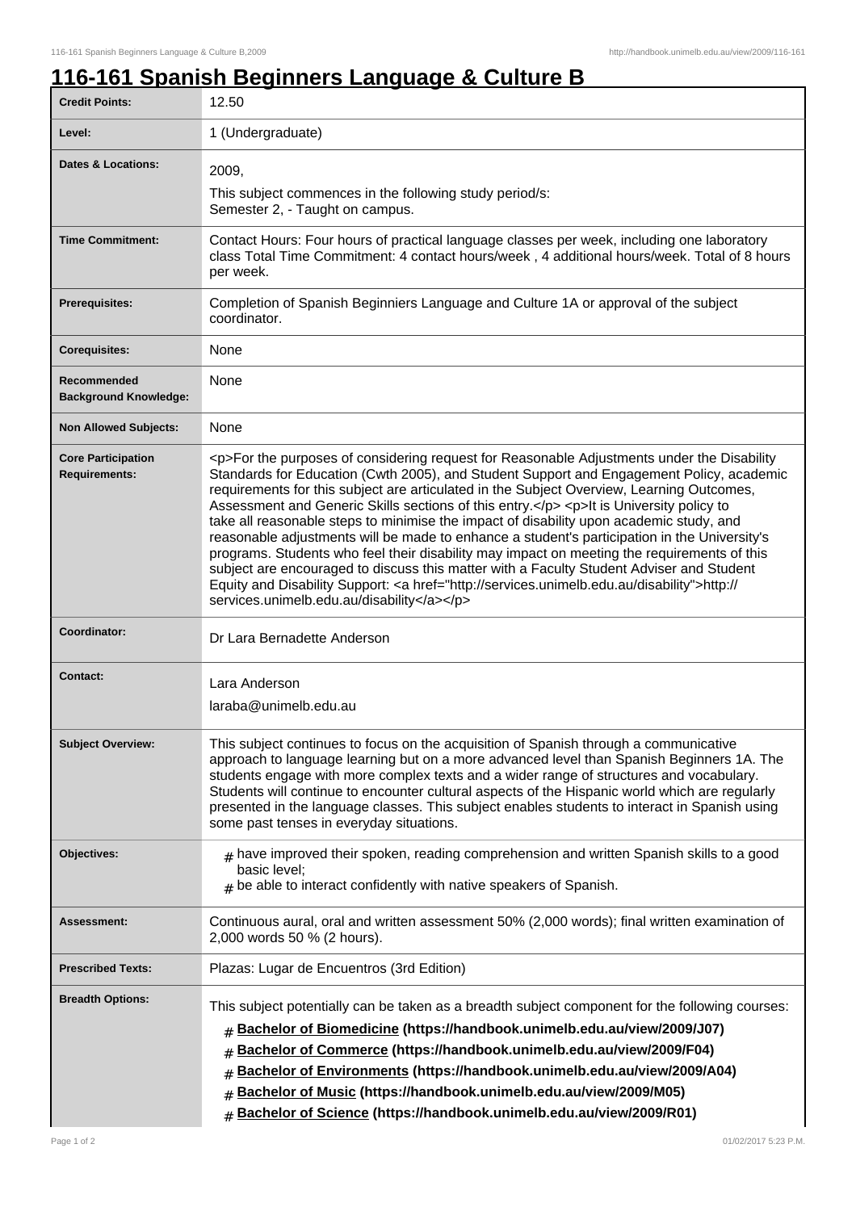# 116-161 Spanish Beginners Language & Culture B

| | |
|---|---|
| **Credit Points:** | 12.50 |
| **Level:** | 1 (Undergraduate) |
| **Dates & Locations:** | 2009,<br>This subject commences in the following study period/s:<br>Semester 2, - Taught on campus. |
| **Time Commitment:** | Contact Hours: Four hours of practical language classes per week, including one laboratory class Total Time Commitment: 4 contact hours/week , 4 additional hours/week. Total of 8 hours per week. |
| **Prerequisites:** | Completion of Spanish Beginniers Language and Culture 1A or approval of the subject coordinator. |
| **Corequisites:** | None |
| **Recommended Background Knowledge:** | None |
| **Non Allowed Subjects:** | None |
| **Core Participation Requirements:** | <p>For the purposes of considering request for Reasonable Adjustments under the Disability Standards for Education (Cwth 2005), and Student Support and Engagement Policy, academic requirements for this subject are articulated in the Subject Overview, Learning Outcomes, Assessment and Generic Skills sections of this entry.</p> <p>It is University policy to take all reasonable steps to minimise the impact of disability upon academic study, and reasonable adjustments will be made to enhance a student's participation in the University's programs. Students who feel their disability may impact on meeting the requirements of this subject are encouraged to discuss this matter with a Faculty Student Adviser and Student Equity and Disability Support: <a href="http://services.unimelb.edu.au/disability">http://services.unimelb.edu.au/disability</a></p> |
| **Coordinator:** | Dr Lara Bernadette Anderson |
| **Contact:** | Lara Anderson<br>laraba@unimelb.edu.au |
| **Subject Overview:** | This subject continues to focus on the acquisition of Spanish through a communicative approach to language learning but on a more advanced level than Spanish Beginners 1A. The students engage with more complex texts and a wider range of structures and vocabulary. Students will continue to encounter cultural aspects of the Hispanic world which are regularly presented in the language classes. This subject enables students to interact in Spanish using some past tenses in everyday situations. |
| **Objectives:** | # have improved their spoken, reading comprehension and written Spanish skills to a good basic level;<br># be able to interact confidently with native speakers of Spanish. |
| **Assessment:** | Continuous aural, oral and written assessment 50% (2,000 words); final written examination of 2,000 words 50 % (2 hours). |
| **Prescribed Texts:** | Plazas: Lugar de Encuentros (3rd Edition) |
| **Breadth Options:** | This subject potentially can be taken as a breadth subject component for the following courses:<br># **Bachelor of Biomedicine (https://handbook.unimelb.edu.au/view/2009/J07)**<br># **Bachelor of Commerce (https://handbook.unimelb.edu.au/view/2009/F04)**<br># **Bachelor of Environments (https://handbook.unimelb.edu.au/view/2009/A04)**<br># **Bachelor of Music (https://handbook.unimelb.edu.au/view/2009/M05)**<br># **Bachelor of Science (https://handbook.unimelb.edu.au/view/2009/R01)** |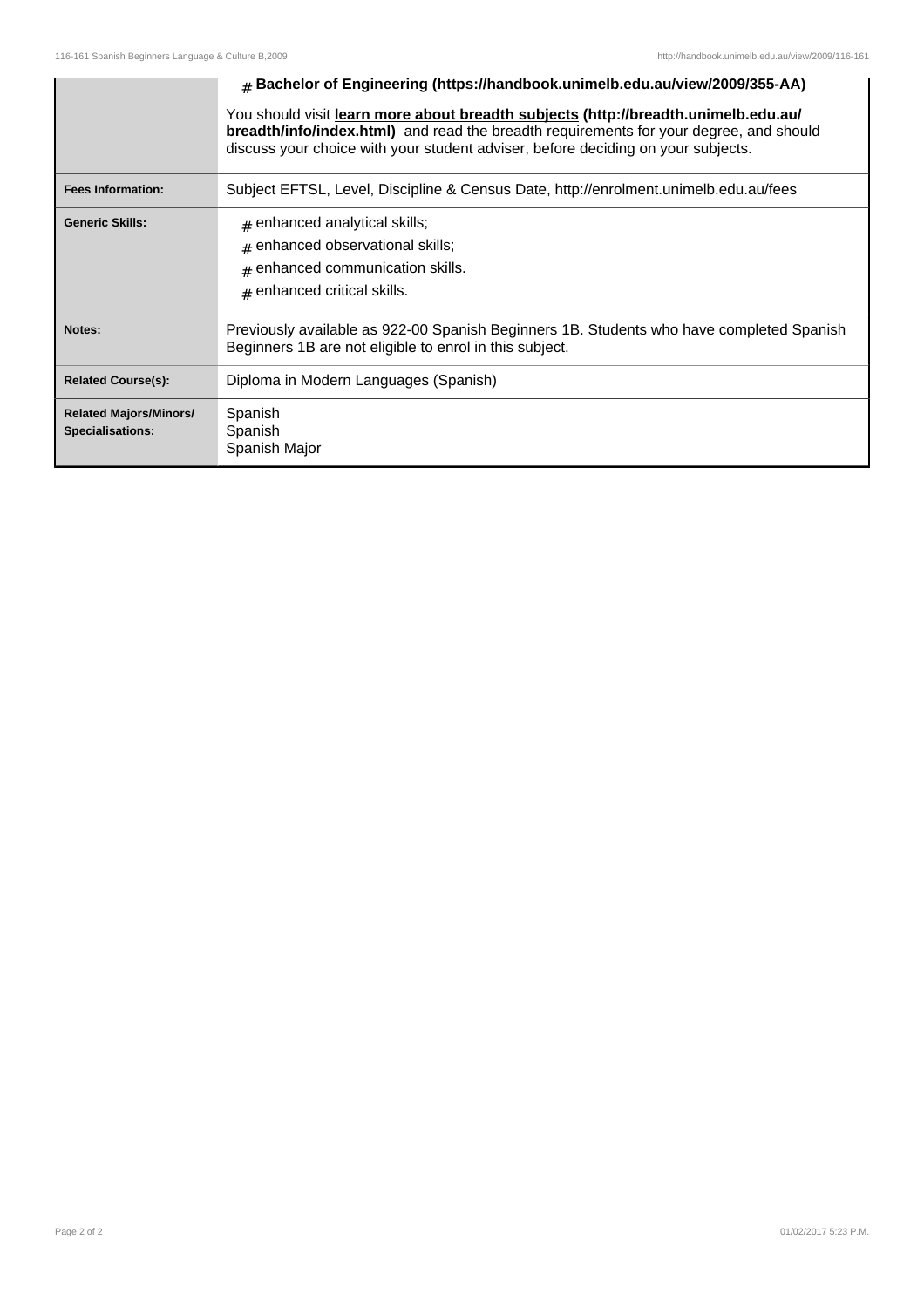|  |  |
|---|---|
|  | # **Bachelor of Engineering (https://handbook.unimelb.edu.au/view/2009/355-AA)**<br><br>You should visit **learn more about breadth subjects (http://breadth.unimelb.edu.au/breadth/info/index.html)** and read the breadth requirements for your degree, and should discuss your choice with your student adviser, before deciding on your subjects. |
| **Fees Information:** | Subject EFTSL, Level, Discipline & Census Date, http://enrolment.unimelb.edu.au/fees |
| **Generic Skills:** | # enhanced analytical skills;<br># enhanced observational skills;<br># enhanced communication skills.<br># enhanced critical skills. |
| **Notes:** | Previously available as 922-00 Spanish Beginners 1B. Students who have completed Spanish Beginners 1B are not eligible to enrol in this subject. |
| **Related Course(s):** | Diploma in Modern Languages (Spanish) |
| **Related Majors/Minors/ Specialisations:** | Spanish<br>Spanish<br>Spanish Major |